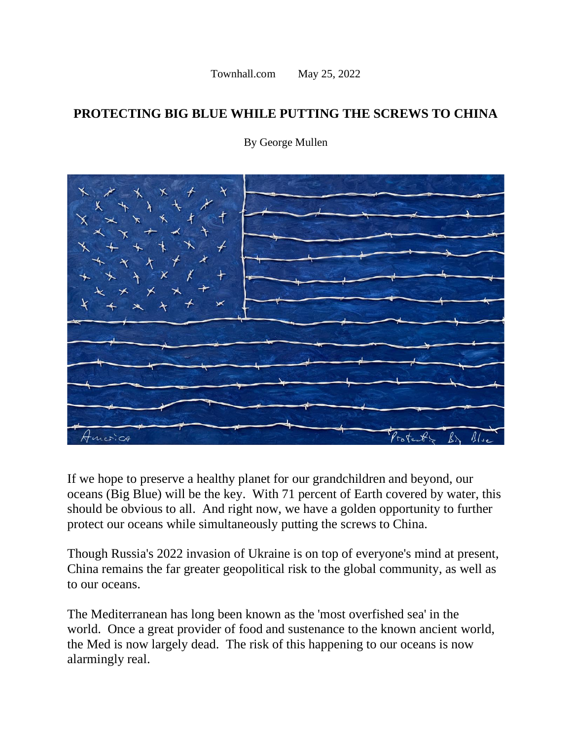Townhall.com May 25, 2022

# PROTECTING BIG BLUE WHILE PUTTING THE SCREWS TO CHINA

By George Mullen

If we hope to preserve a healthy planet for our grandchildren and beyond, our oceans (Big Blue) will be the key. With 71 percent of Earth covered by water, this should be obvious to all. And right now, we have a golden opportunity to further protect our oceans while simultaneously putting the screws to China.

Though Russia's 2022 invasion of Ukraine is on top of everyone's mind at present, China remains the far greater geopolitical risk to the global community, as well as to our oceans.

The Mediterranean has long been known as the 'most overfished sea' in the world. Once a great provider of food and sustenance to the known ancient world, the Med is now largely dead. The risk of this happening to our oceans is now alarmingly real.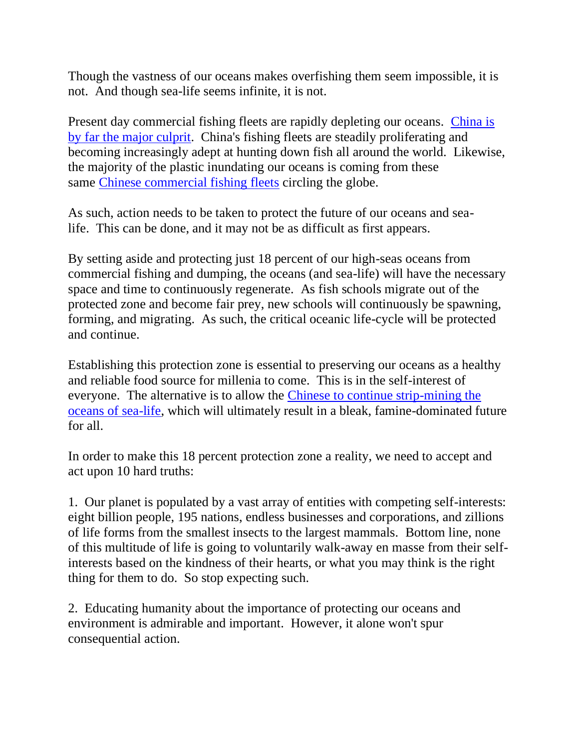Though the vastness of our oceans makes overfishing them seem impossible, it is not. And though sea-life seems infinite, it is not.

Present day commercial fishing fleets are rapidly depleting our oceans. China is by far the major culprit. China's fishing fleets are steadily proliferating and becoming increasingly adept at hunting down fish all around the world. Likewise, the majority of the plastic inundating our oceans is coming from these same Chinese commercial fishing fleets circling the globe.

As such, action needs to be taken to protect the future of our oceans and sea-life. This can be done, and it may not be as difficult as first appears.

By setting aside and protecting just 18 percent of our high-seas oceans from commercial fishing and dumping, the oceans (and sea-life) will have the necessary space and time to continuously regenerate. As fish schools migrate out of the protected zone and become fair prey, new schools will continuously be spawning, forming, and migrating. As such, the critical oceanic life-cycle will be protected and continue.

Establishing this protection zone is essential to preserving our oceans as a healthy and reliable food source for millenia to come. This is in the self-interest of everyone. The alternative is to allow the Chinese to continue strip-mining the oceans of sea-life, which will ultimately result in a bleak, famine-dominated future for all.

In order to make this 18 percent protection zone a reality, we need to accept and act upon 10 hard truths:

1. Our planet is populated by a vast array of entities with competing self-interests: eight billion people, 195 nations, endless businesses and corporations, and zillions of life forms from the smallest insects to the largest mammals. Bottom line, none of this multitude of life is going to voluntarily walk-away en masse from their self-interests based on the kindness of their hearts, or what you may think is the right thing for them to do. So stop expecting such.

2. Educating humanity about the importance of protecting our oceans and environment is admirable and important. However, it alone won't spur consequential action.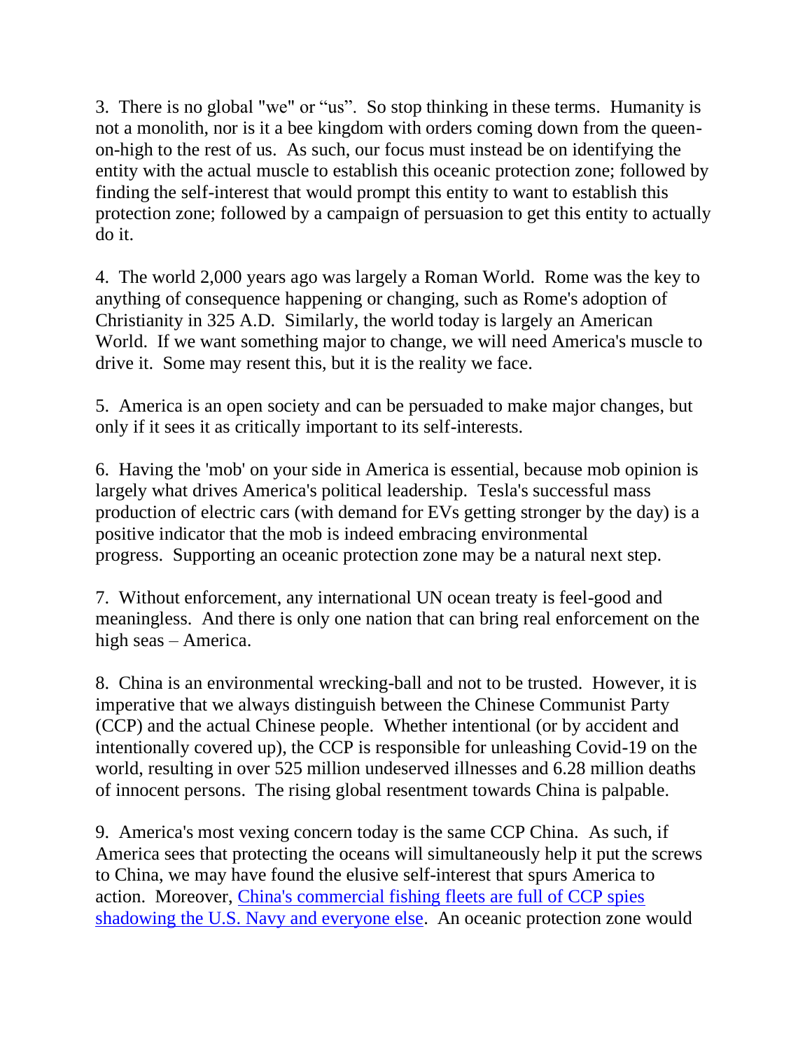3. There is no global "we" or "us". So stop thinking in these terms. Humanity is not a monolith, nor is it a bee kingdom with orders coming down from the queen-on-high to the rest of us. As such, our focus must instead be on identifying the entity with the actual muscle to establish this oceanic protection zone; followed by finding the self-interest that would prompt this entity to want to establish this protection zone; followed by a campaign of persuasion to get this entity to actually do it.

4. The world 2,000 years ago was largely a Roman World. Rome was the key to anything of consequence happening or changing, such as Rome's adoption of Christianity in 325 A.D. Similarly, the world today is largely an American World. If we want something major to change, we will need America's muscle to drive it. Some may resent this, but it is the reality we face.

5. America is an open society and can be persuaded to make major changes, but only if it sees it as critically important to its self-interests.

6. Having the 'mob' on your side in America is essential, because mob opinion is largely what drives America's political leadership. Tesla's successful mass production of electric cars (with demand for EVs getting stronger by the day) is a positive indicator that the mob is indeed embracing environmental progress. Supporting an oceanic protection zone may be a natural next step.

7. Without enforcement, any international UN ocean treaty is feel-good and meaningless. And there is only one nation that can bring real enforcement on the high seas – America.

8. China is an environmental wrecking-ball and not to be trusted. However, it is imperative that we always distinguish between the Chinese Communist Party (CCP) and the actual Chinese people. Whether intentional (or by accident and intentionally covered up), the CCP is responsible for unleashing Covid-19 on the world, resulting in over 525 million undeserved illnesses and 6.28 million deaths of innocent persons. The rising global resentment towards China is palpable.

9. America's most vexing concern today is the same CCP China. As such, if America sees that protecting the oceans will simultaneously help it put the screws to China, we may have found the elusive self-interest that spurs America to action. Moreover, China's commercial fishing fleets are full of CCP spies shadowing the U.S. Navy and everyone else. An oceanic protection zone would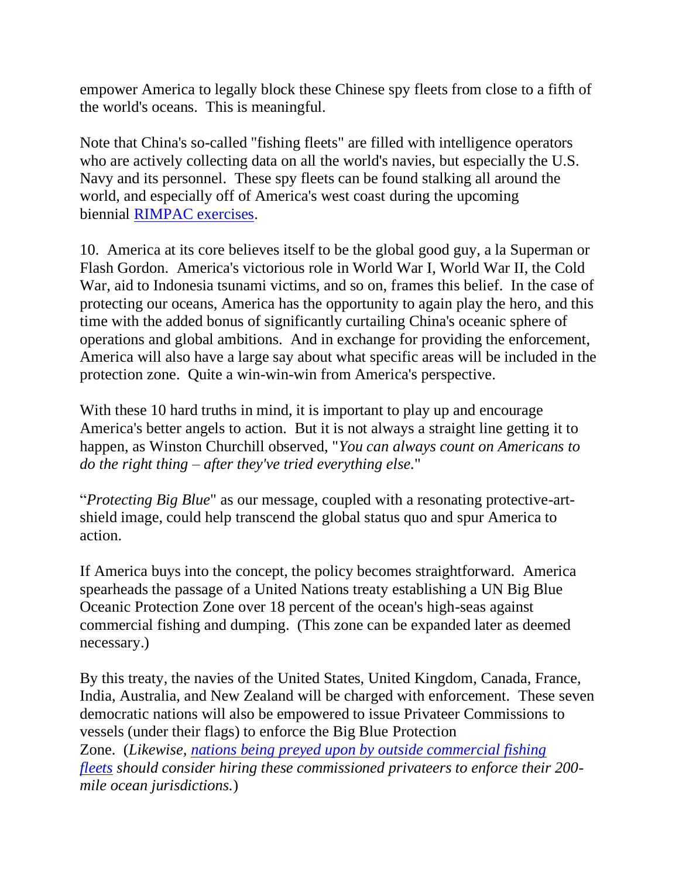empower America to legally block these Chinese spy fleets from close to a fifth of the world's oceans. This is meaningful.

Note that China's so-called "fishing fleets" are filled with intelligence operators who are actively collecting data on all the world's navies, but especially the U.S. Navy and its personnel. These spy fleets can be found stalking all around the world, and especially off of America's west coast during the upcoming biennial [RIMPAC exercises](#).

10. America at its core believes itself to be the global good guy, a la Superman or Flash Gordon. America's victorious role in World War I, World War II, the Cold War, aid to Indonesia tsunami victims, and so on, frames this belief. In the case of protecting our oceans, America has the opportunity to again play the hero, and this time with the added bonus of significantly curtailing China's oceanic sphere of operations and global ambitions. And in exchange for providing the enforcement, America will also have a large say about what specific areas will be included in the protection zone. Quite a win-win-win from America's perspective.

With these 10 hard truths in mind, it is important to play up and encourage America's better angels to action. But it is not always a straight line getting it to happen, as Winston Churchill observed, "*You can always count on Americans to do the right thing – after they've tried everything else.*"

"*Protecting Big Blue*" as our message, coupled with a resonating protective-art-shield image, could help transcend the global status quo and spur America to action.

If America buys into the concept, the policy becomes straightforward. America spearheads the passage of a United Nations treaty establishing a UN Big Blue Oceanic Protection Zone over 18 percent of the ocean's high-seas against commercial fishing and dumping. (This zone can be expanded later as deemed necessary.)

By this treaty, the navies of the United States, United Kingdom, Canada, France, India, Australia, and New Zealand will be charged with enforcement. These seven democratic nations will also be empowered to issue Privateer Commissions to vessels (under their flags) to enforce the Big Blue Protection Zone. (*Likewise, [nations being preyed upon by outside commercial fishing fleets](#) should consider hiring these commissioned privateers to enforce their 200-mile ocean jurisdictions.*)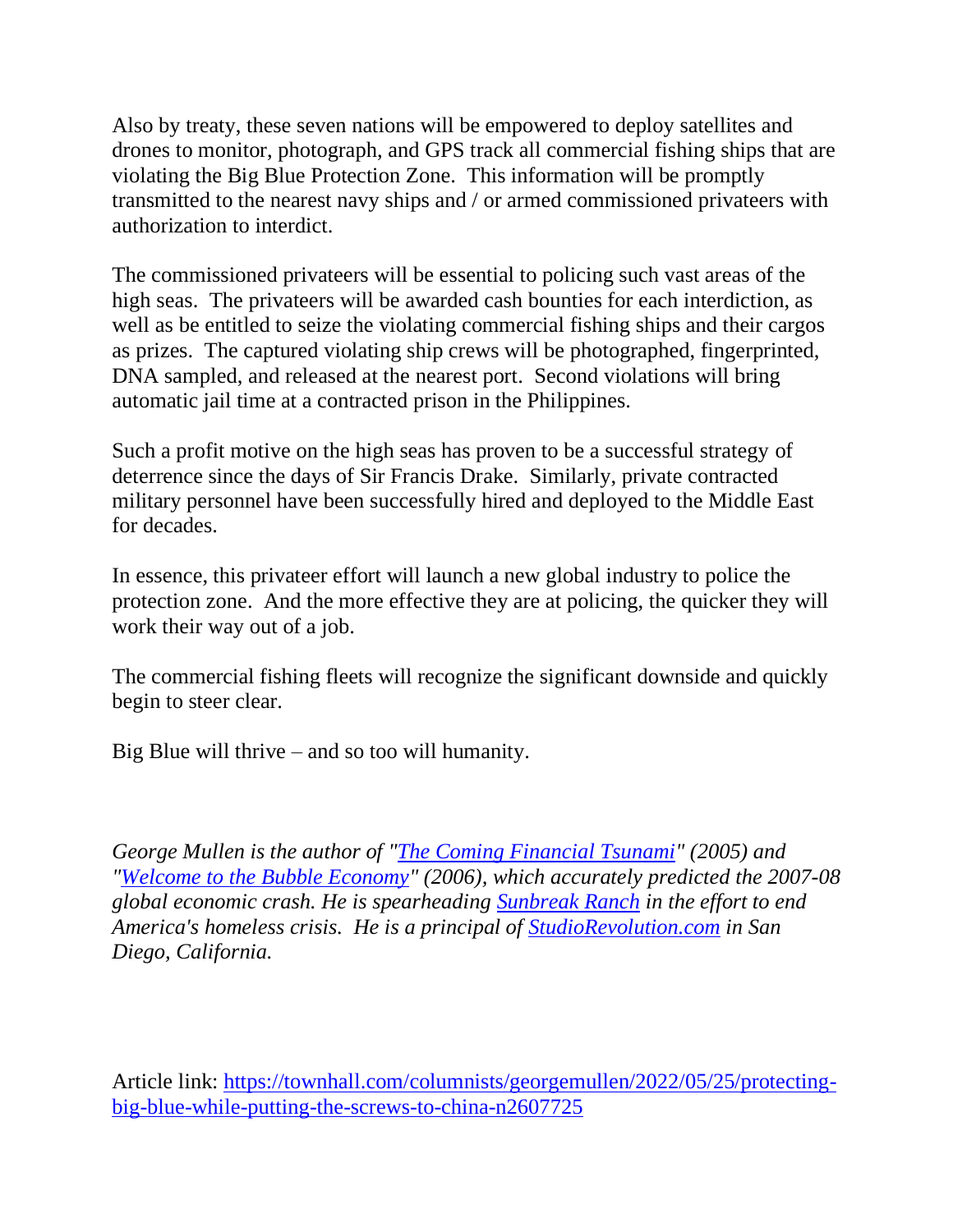Also by treaty, these seven nations will be empowered to deploy satellites and drones to monitor, photograph, and GPS track all commercial fishing ships that are violating the Big Blue Protection Zone. This information will be promptly transmitted to the nearest navy ships and / or armed commissioned privateers with authorization to interdict.

The commissioned privateers will be essential to policing such vast areas of the high seas. The privateers will be awarded cash bounties for each interdiction, as well as be entitled to seize the violating commercial fishing ships and their cargos as prizes. The captured violating ship crews will be photographed, fingerprinted, DNA sampled, and released at the nearest port. Second violations will bring automatic jail time at a contracted prison in the Philippines.

Such a profit motive on the high seas has proven to be a successful strategy of deterrence since the days of Sir Francis Drake. Similarly, private contracted military personnel have been successfully hired and deployed to the Middle East for decades.

In essence, this privateer effort will launch a new global industry to police the protection zone. And the more effective they are at policing, the quicker they will work their way out of a job.

The commercial fishing fleets will recognize the significant downside and quickly begin to steer clear.

Big Blue will thrive – and so too will humanity.

*George Mullen is the author of "[The Coming Financial Tsunami]" (2005) and "[Welcome to the Bubble Economy]" (2006), which accurately predicted the 2007-08 global economic crash. He is spearheading [Sunbreak Ranch] in the effort to end America's homeless crisis. He is a principal of [StudioRevolution.com] in San Diego, California.*

Article link: https://townhall.com/columnists/georgemullen/2022/05/25/protecting-big-blue-while-putting-the-screws-to-china-n2607725